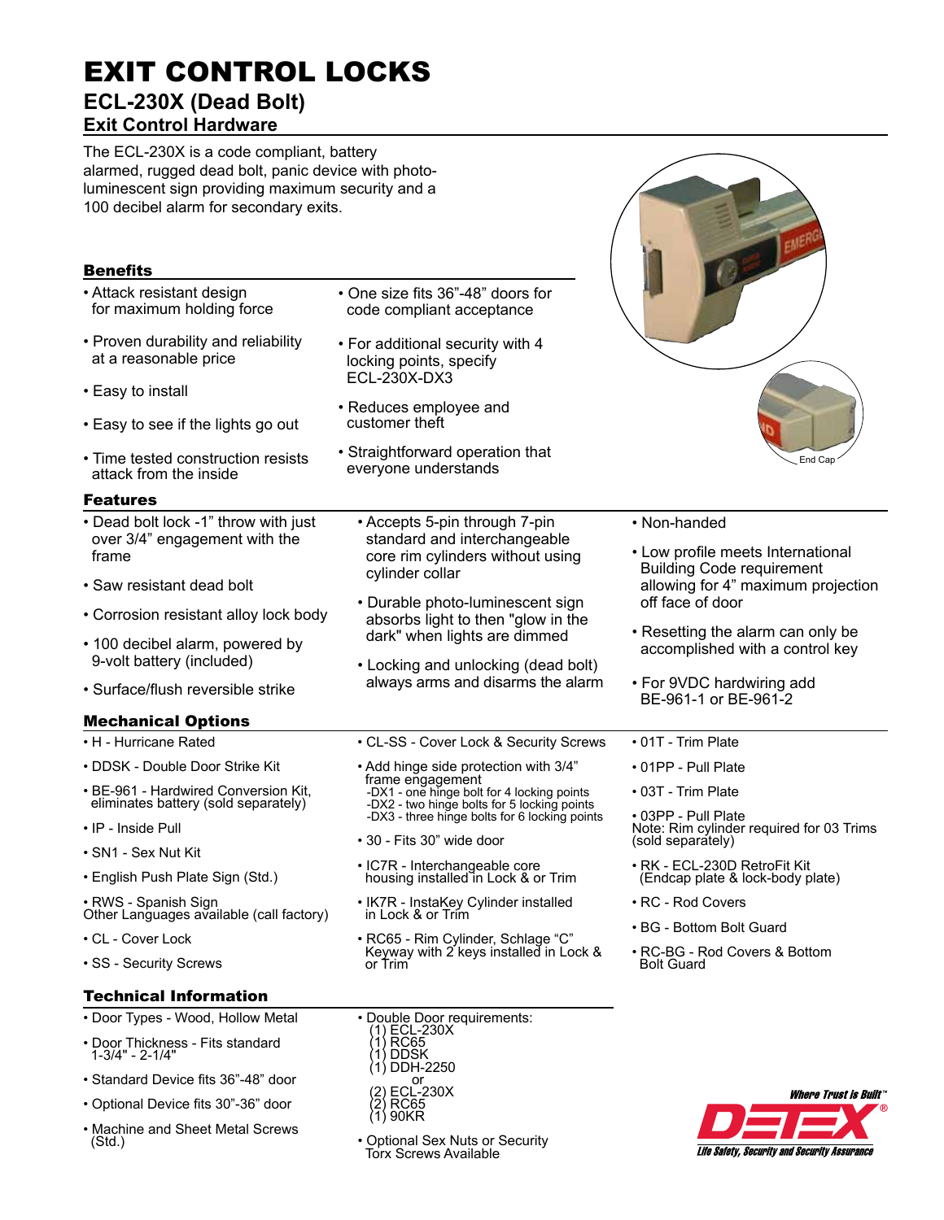# EXIT CONTROL LOCKS

## ECL-230X (Dead Bolt)

### Exit Control Hardware

The ECL-230X is a code compliant, battery alarmed, rugged dead bolt, panic device with photo-luminescent sign providing maximum security and a 100 decibel alarm for secondary exits.

End Cap

### Benefits

- Attack resistant design for maximum holding force
- Proven durability and reliability at a reasonable price
- Easy to install
- Easy to see if the lights go out
- Time tested construction resists attack from the inside
- One size fits 36"-48" doors for code compliant acceptance
- For additional security with 4 locking points, specify ECL-230X-DX3
- Reduces employee and customer theft
- Straightforward operation that everyone understands

### Features

- Dead bolt lock -1" throw with just over 3/4" engagement with the frame
- Saw resistant dead bolt
- Corrosion resistant alloy lock body
- 100 decibel alarm, powered by 9-volt battery (included)
- Surface/flush reversible strike
- Accepts 5-pin through 7-pin standard and interchangeable core rim cylinders without using cylinder collar
- Durable photo-luminescent sign absorbs light to then "glow in the dark" when lights are dimmed
- Locking and unlocking (dead bolt) always arms and disarms the alarm
- Non-handed
- Low profile meets International Building Code requirement allowing for 4" maximum projection off face of door
- Resetting the alarm can only be accomplished with a control key
- For 9VDC hardwiring add BE-961-1 or BE-961-2

### Mechanical Options

- H - Hurricane Rated
- DDSK - Double Door Strike Kit
- BE-961 - Hardwired Conversion Kit, eliminates battery (sold separately)
- IP - Inside Pull
- SN1 - Sex Nut Kit
- English Push Plate Sign (Std.)
- RWS - Spanish Sign
  Other Languages available (call factory)
- CL - Cover Lock
- SS - Security Screws
- CL-SS - Cover Lock & Security Screws
- Add hinge side protection with 3/4" frame engagement
  - -DX1 - one hinge bolt for 4 locking points
  - -DX2 - two hinge bolts for 5 locking points
  - -DX3 - three hinge bolts for 6 locking points
- 30 - Fits 30" wide door
- IC7R - Interchangeable core housing installed in Lock & or Trim
- IK7R - InstaKey Cylinder installed in Lock & or Trim
- RC65 - Rim Cylinder, Schlage "C" Keyway with 2 keys installed in Lock & or Trim
- 01T - Trim Plate
- 01PP - Pull Plate
- 03T - Trim Plate
- 03PP - Pull Plate
  Note: Rim cylinder required for 03 Trims (sold separately)
- RK - ECL-230D RetroFit Kit (Endcap plate & lock-body plate)
- RC - Rod Covers
- BG - Bottom Bolt Guard
- RC-BG - Rod Covers & Bottom Bolt Guard

### Technical Information

- Door Types - Wood, Hollow Metal
- Door Thickness - Fits standard 1-3/4" - 2-1/4"
- Standard Device fits 36"-48" door
- Optional Device fits 30"-36" door
- Machine and Sheet Metal Screws (Std.)
- Double Door requirements:
  (1) ECL-230X
  (1) RC65
  (1) DDSK
  (1) DDH-2250
  or
  (2) ECL-230X
  (2) RC65
  (1) 90KR
- Optional Sex Nuts or Security Torx Screws Available

Where Trust is Built™

DETEX®

Life Safety, Security and Security Assurance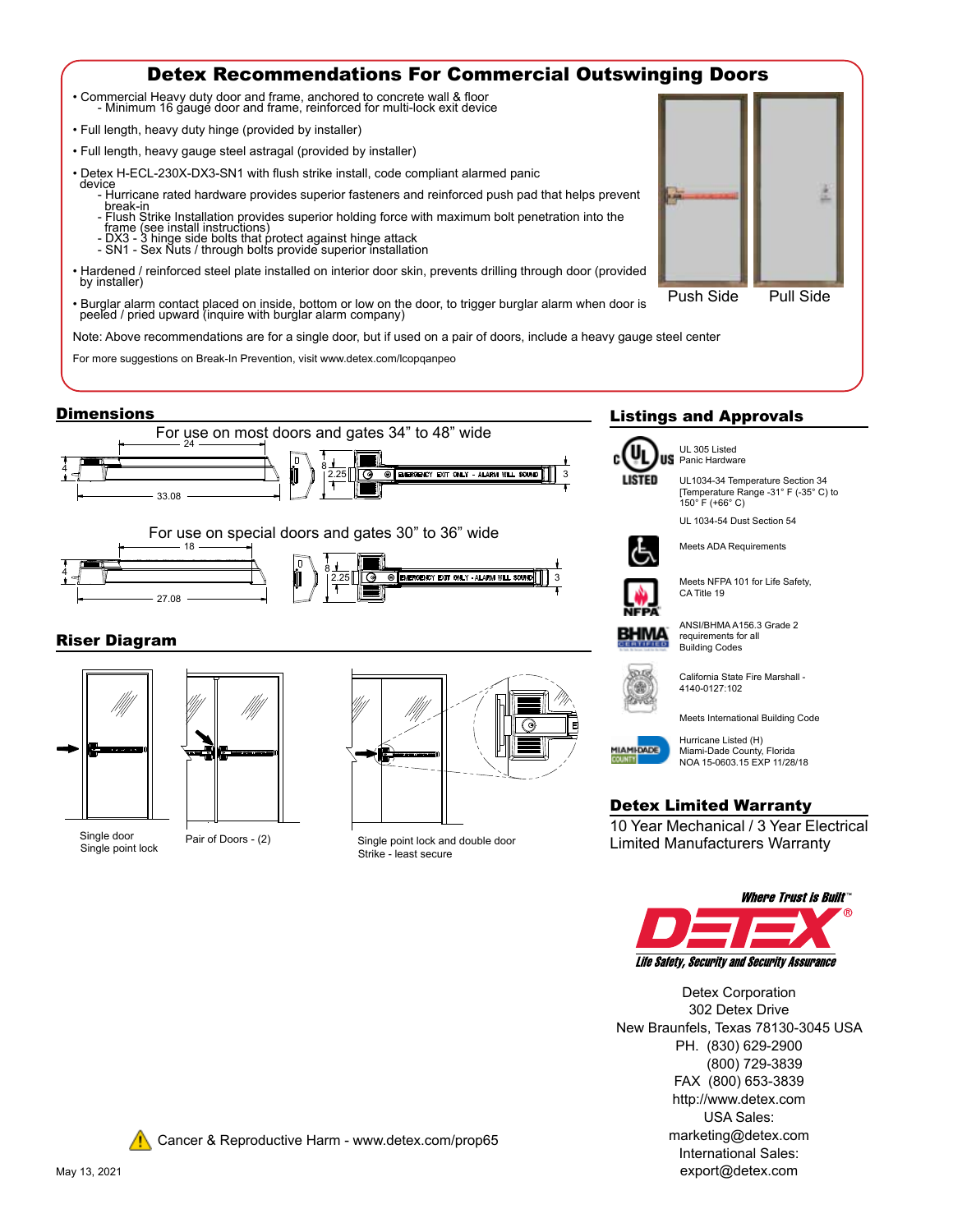## Detex Recommendations For Commercial Outswinging Doors

- Commercial Heavy duty door and frame, anchored to concrete wall & floor
  - Minimum 16 gauge door and frame, reinforced for multi-lock exit device
- Full length, heavy duty hinge (provided by installer)
- Full length, heavy gauge steel astragal (provided by installer)
- Detex H-ECL-230X-DX3-SN1 with flush strike install, code compliant alarmed panic device
  - Hurricane rated hardware provides superior fasteners and reinforced push pad that helps prevent break-in
  - Flush Strike Installation provides superior holding force with maximum bolt penetration into the frame (see install instructions)
  - DX3 - 3 hinge side bolts that protect against hinge attack
  - SN1 - Sex Nuts / through bolts provide superior installation
- Hardened / reinforced steel plate installed on interior door skin, prevents drilling through door (provided by installer)
- Burglar alarm contact placed on inside, bottom or low on the door, to trigger burglar alarm when door is peeled / pried upward (inquire with burglar alarm company)

Push Side    Pull Side

Note: Above recommendations are for a single door, but if used on a pair of doors, include a heavy gauge steel center

For more suggestions on Break-In Prevention, visit www.detex.com/lcopqanpeo

## Dimensions

For use on most doors and gates 34" to 48" wide

24
4
33.08
8
2.25
3
EMERGENCY EXIT ONLY - ALARM WILL SOUND

For use on special doors and gates 30" to 36" wide

18
4
27.08
8
2.25
3
EMERGENCY EXIT ONLY - ALARM WILL SOUND

## Riser Diagram

Single door
Single point lock

Pair of Doors - (2)

Single point lock and double door
Strike - least secure

## Listings and Approvals

UL 305 Listed
Panic Hardware

UL1034-34 Temperature Section 34
[Temperature Range -31° F (-35° C) to 150° F (+66° C)

UL 1034-54 Dust Section 54

Meets ADA Requirements

Meets NFPA 101 for Life Safety, CA Title 19

ANSI/BHMA A156.3 Grade 2 requirements for all Building Codes

California State Fire Marshall - 4140-0127:102

Meets International Building Code

Hurricane Listed (H)
Miami-Dade County, Florida
NOA 15-0603.15 EXP 11/28/18

## Detex Limited Warranty

10 Year Mechanical / 3 Year Electrical
Limited Manufacturers Warranty

*Where Trust is Built™*

DETEX®

*Life Safety, Security and Security Assurance*

Detex Corporation
302 Detex Drive
New Braunfels, Texas 78130-3045 USA
PH. (830) 629-2900
(800) 729-3839
FAX (800) 653-3839
http://www.detex.com
USA Sales:
marketing@detex.com
International Sales:
export@detex.com

Cancer & Reproductive Harm - www.detex.com/prop65

May 13, 2021